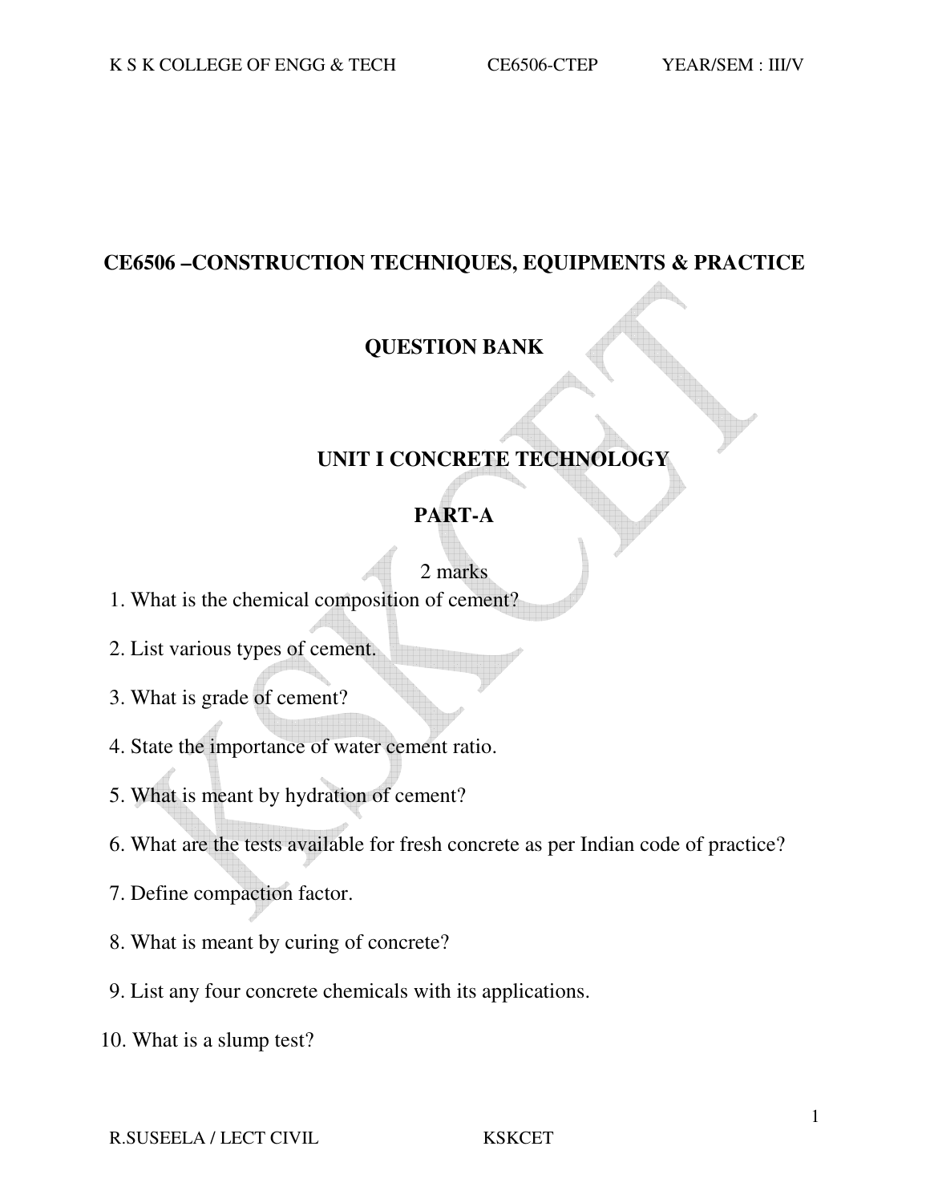# CE6506 –CONSTRUCTION TECHNIQUES, EQUIPMENTS & PRACTICE

## QUESTION BANK

## UNIT I CONCRETE TECHNOLOGY

### PART-A

2 marks

1. What is the chemical composition of cement?
2. List various types of cement.
3. What is grade of cement?
4. State the importance of water cement ratio.
5. What is meant by hydration of cement?
6. What are the tests available for fresh concrete as per Indian code of practice?
7. Define compaction factor.
8. What is meant by curing of concrete?
9. List any four concrete chemicals with its applications.
10. What is a slump test?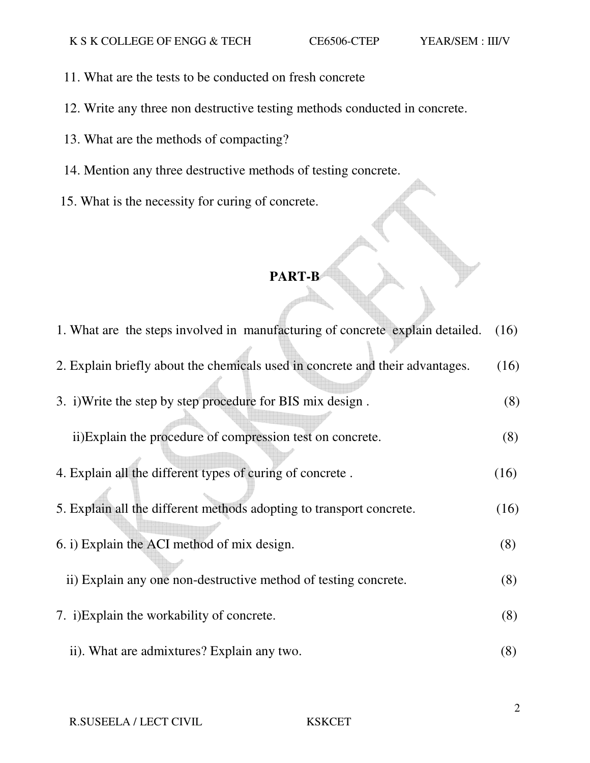11. What are the tests to be conducted on fresh concrete
12. Write any three non destructive testing methods conducted in concrete.
13. What are the methods of compacting?
14. Mention any three destructive methods of testing concrete.
15. What is the necessity for curing of concrete.

## PART-B

1. What are the steps involved in manufacturing of concrete explain detailed. (16)
2. Explain briefly about the chemicals used in concrete and their advantages. (16)
3. i) Write the step by step procedure for BIS mix design. (8)

   ii) Explain the procedure of compression test on concrete. (8)
4. Explain all the different types of curing of concrete. (16)
5. Explain all the different methods adopting to transport concrete. (16)
6. i) Explain the ACI method of mix design. (8)

   ii) Explain any one non-destructive method of testing concrete. (8)
7. i) Explain the workability of concrete. (8)

   ii). What are admixtures? Explain any two. (8)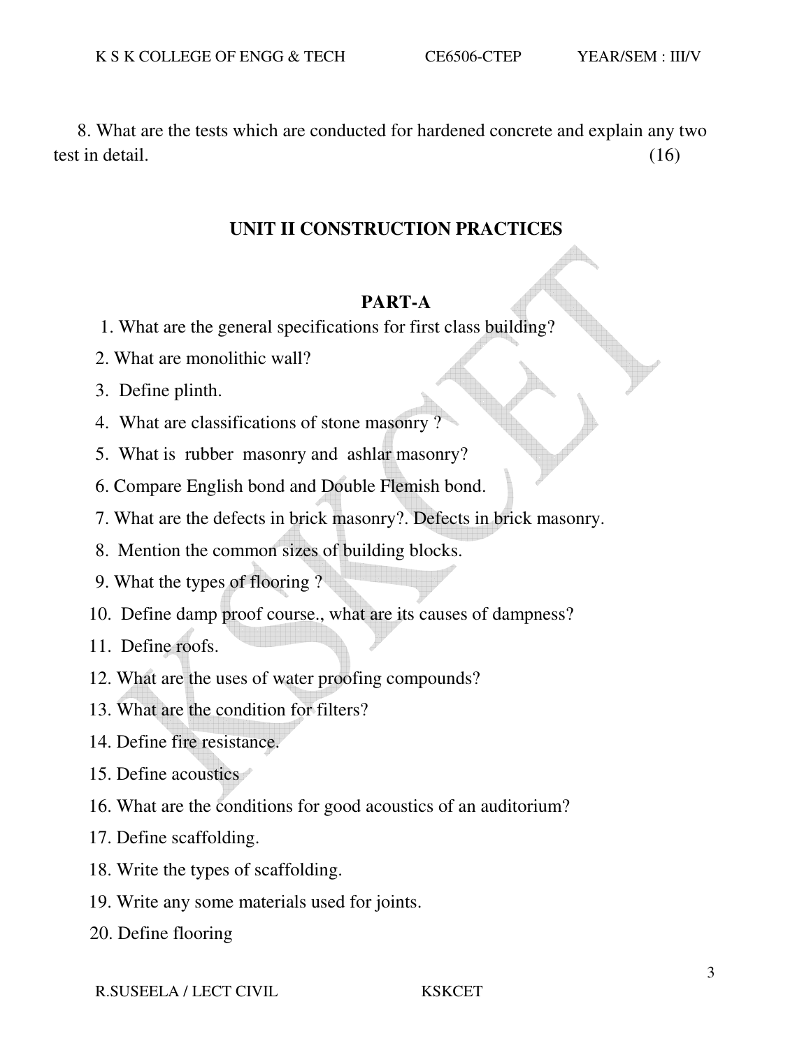8. What are the tests which are conducted for hardened concrete and explain any two test in detail. (16)

## UNIT II CONSTRUCTION PRACTICES

### PART-A

1. What are the general specifications for first class building?
2. What are monolithic wall?
3. Define plinth.
4. What are classifications of stone masonry ?
5. What is rubber masonry and ashlar masonry?
6. Compare English bond and Double Flemish bond.
7. What are the defects in brick masonry?. Defects in brick masonry.
8. Mention the common sizes of building blocks.
9. What the types of flooring ?
10. Define damp proof course., what are its causes of dampness?
11. Define roofs.
12. What are the uses of water proofing compounds?
13. What are the condition for filters?
14. Define fire resistance.
15. Define acoustics
16. What are the conditions for good acoustics of an auditorium?
17. Define scaffolding.
18. Write the types of scaffolding.
19. Write any some materials used for joints.
20. Define flooring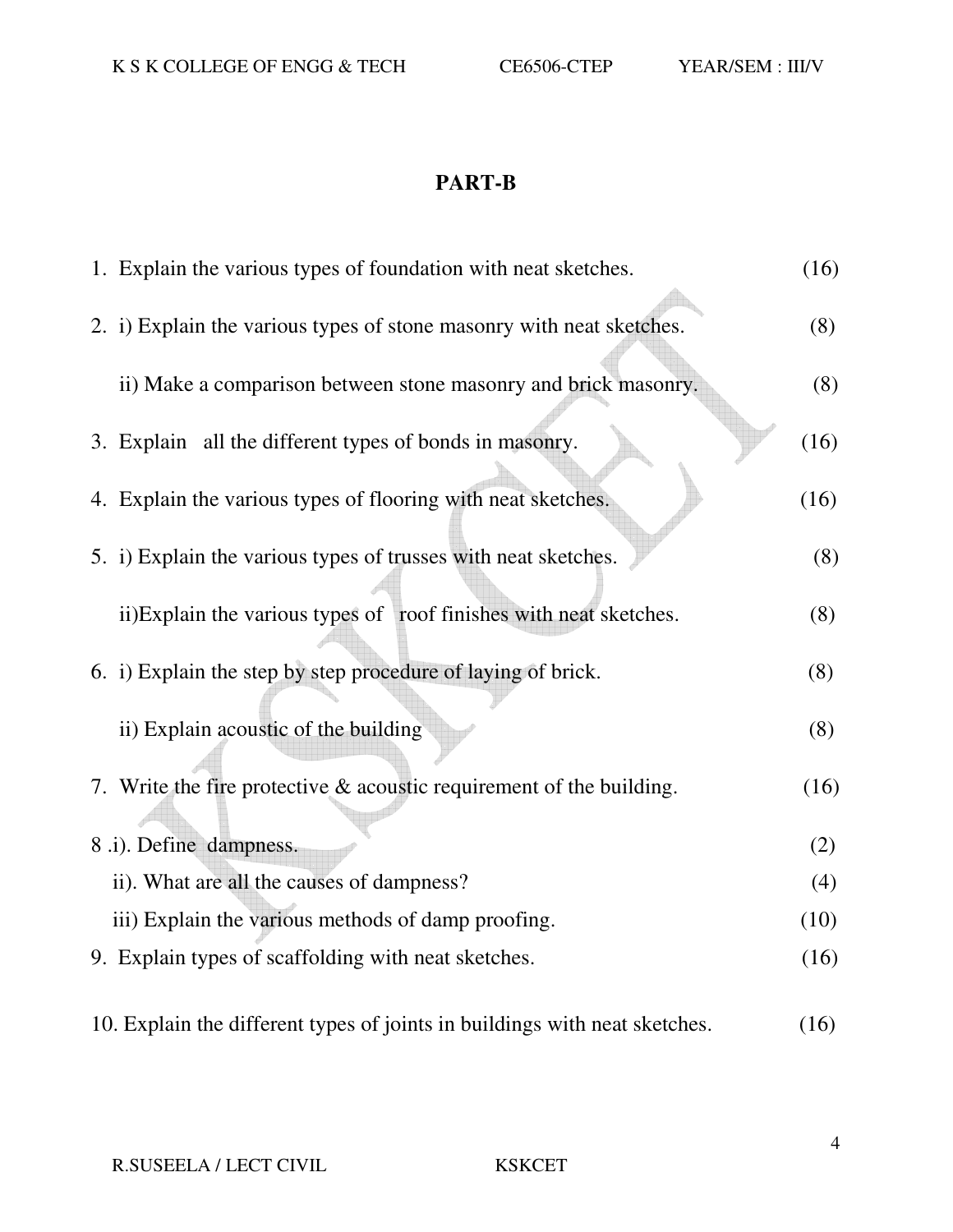## PART-B

1. Explain the various types of foundation with neat sketches. (16)

2. i) Explain the various types of stone masonry with neat sketches. (8)

   ii) Make a comparison between stone masonry and brick masonry. (8)

3. Explain all the different types of bonds in masonry. (16)

4. Explain the various types of flooring with neat sketches. (16)

5. i) Explain the various types of trusses with neat sketches. (8)

   ii)Explain the various types of roof finishes with neat sketches. (8)

6. i) Explain the step by step procedure of laying of brick. (8)

   ii) Explain acoustic of the building (8)

7. Write the fire protective & acoustic requirement of the building. (16)

8 .i). Define dampness. (2)

   ii). What are all the causes of dampness? (4)

   iii) Explain the various methods of damp proofing. (10)

9. Explain types of scaffolding with neat sketches. (16)

10. Explain the different types of joints in buildings with neat sketches. (16)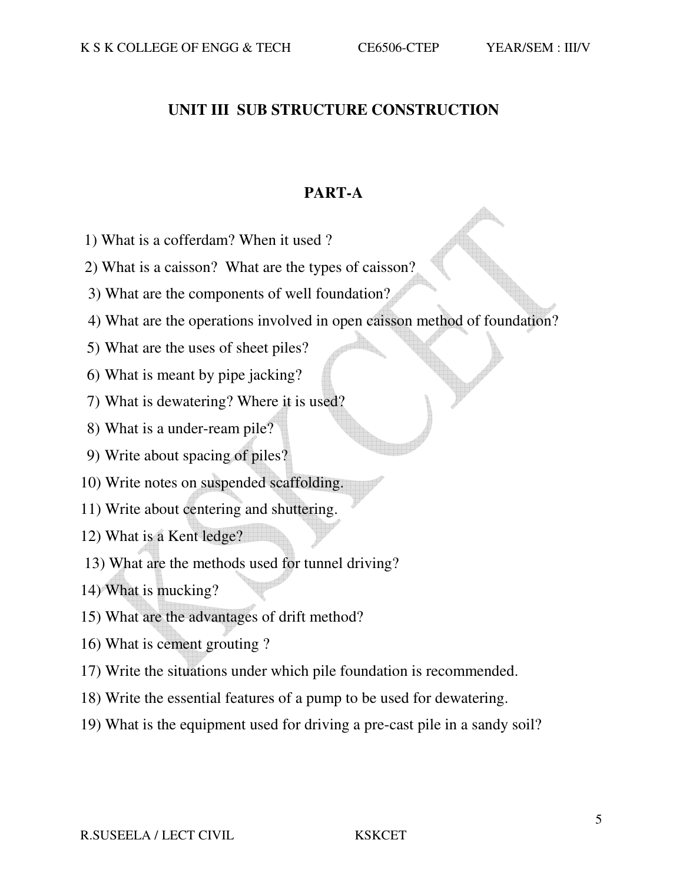## UNIT III SUB STRUCTURE CONSTRUCTION

## PART-A

1) What is a cofferdam? When it used ?
2) What is a caisson? What are the types of caisson?
3) What are the components of well foundation?
4) What are the operations involved in open caisson method of foundation?
5) What are the uses of sheet piles?
6) What is meant by pipe jacking?
7) What is dewatering? Where it is used?
8) What is a under-ream pile?
9) Write about spacing of piles?
10) Write notes on suspended scaffolding.
11) Write about centering and shuttering.
12) What is a Kent ledge?
13) What are the methods used for tunnel driving?
14) What is mucking?
15) What are the advantages of drift method?
16) What is cement grouting ?
17) Write the situations under which pile foundation is recommended.
18) Write the essential features of a pump to be used for dewatering.
19) What is the equipment used for driving a pre-cast pile in a sandy soil?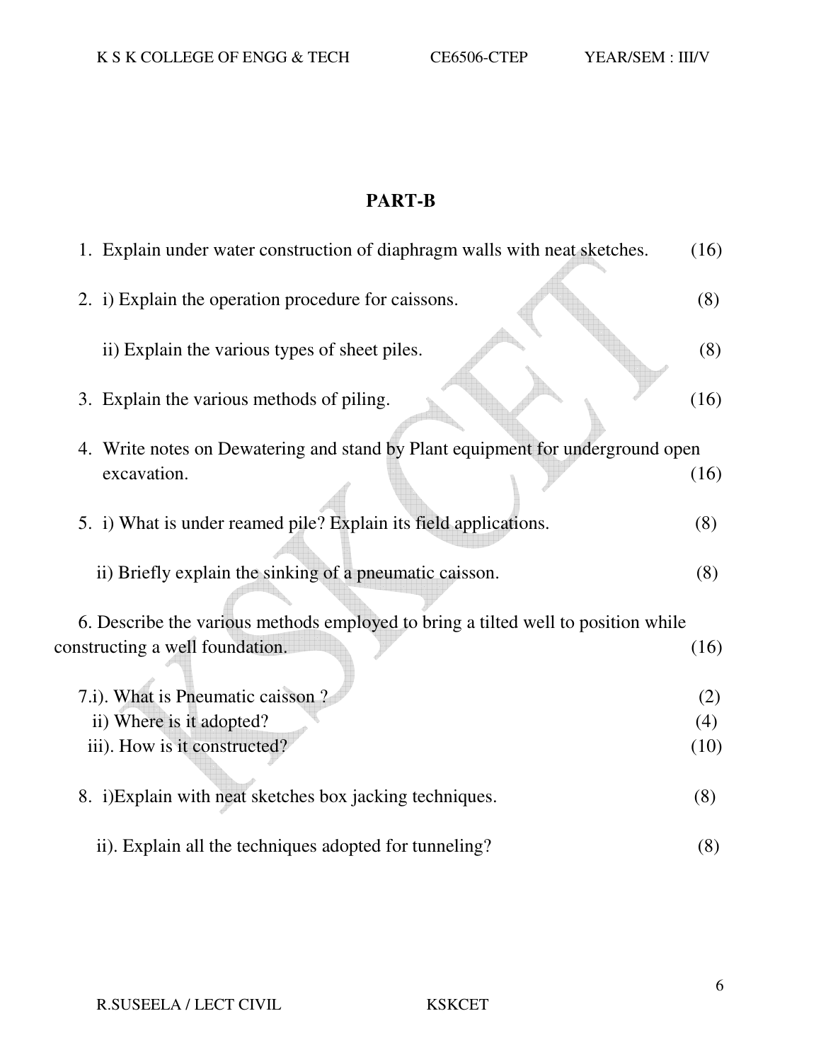## PART-B

1. Explain under water construction of diaphragm walls with neat sketches. (16)

2. i) Explain the operation procedure for caissons. (8)

   ii) Explain the various types of sheet piles. (8)

3. Explain the various methods of piling. (16)

4. Write notes on Dewatering and stand by Plant equipment for underground open excavation. (16)

5. i) What is under reamed pile? Explain its field applications. (8)

   ii) Briefly explain the sinking of a pneumatic caisson. (8)

6. Describe the various methods employed to bring a tilted well to position while constructing a well foundation. (16)

7. i). What is Pneumatic caisson ? (2)

   ii) Where is it adopted? (4)

   iii). How is it constructed? (10)

8. i)Explain with neat sketches box jacking techniques. (8)

   ii). Explain all the techniques adopted for tunneling? (8)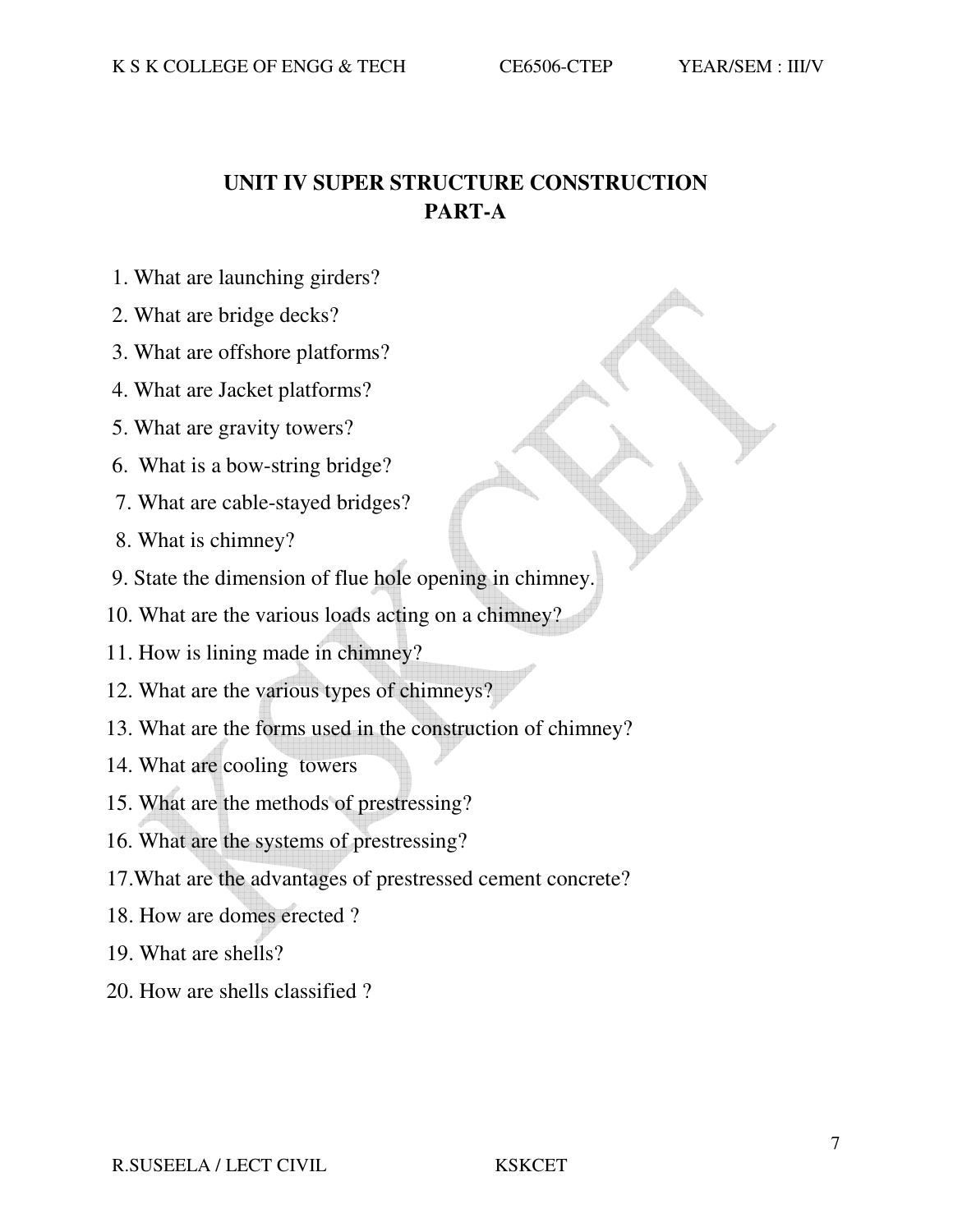# UNIT IV SUPER STRUCTURE CONSTRUCTION

## PART-A

1. What are launching girders?
2. What are bridge decks?
3. What are offshore platforms?
4. What are Jacket platforms?
5. What are gravity towers?
6. What is a bow-string bridge?
7. What are cable-stayed bridges?
8. What is chimney?
9. State the dimension of flue hole opening in chimney.
10. What are the various loads acting on a chimney?
11. How is lining made in chimney?
12. What are the various types of chimneys?
13. What are the forms used in the construction of chimney?
14. What are cooling towers
15. What are the methods of prestressing?
16. What are the systems of prestressing?
17. What are the advantages of prestressed cement concrete?
18. How are domes erected ?
19. What are shells?
20. How are shells classified ?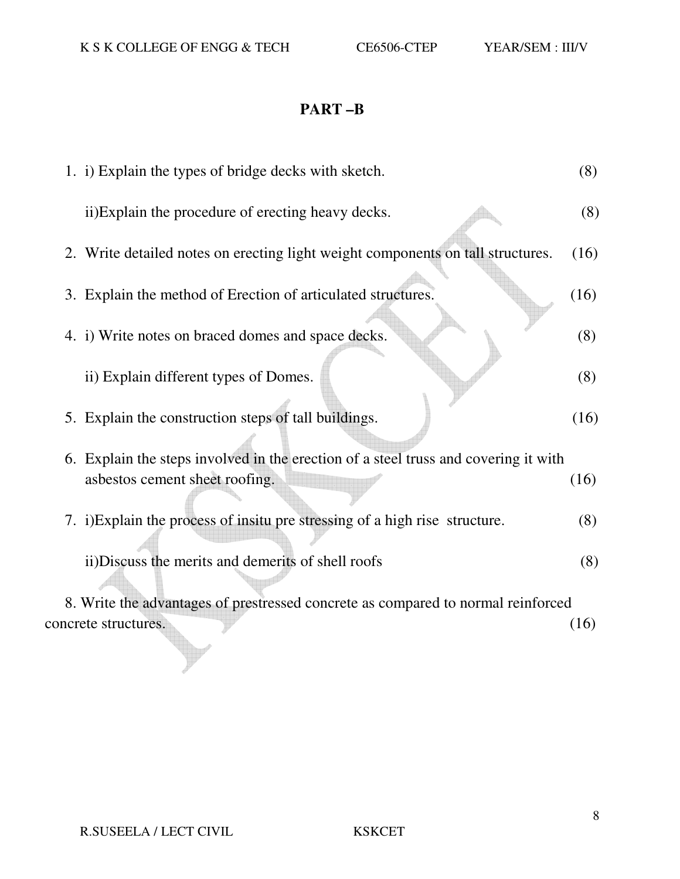## PART –B

1. i) Explain the types of bridge decks with sketch. (8)

   ii)Explain the procedure of erecting heavy decks. (8)

2. Write detailed notes on erecting light weight components on tall structures. (16)

3. Explain the method of Erection of articulated structures. (16)

4. i) Write notes on braced domes and space decks. (8)

   ii) Explain different types of Domes. (8)

5. Explain the construction steps of tall buildings. (16)

6. Explain the steps involved in the erection of a steel truss and covering it with asbestos cement sheet roofing. (16)

7. i)Explain the process of insitu pre stressing of a high rise structure. (8)

   ii)Discuss the merits and demerits of shell roofs (8)

8. Write the advantages of prestressed concrete as compared to normal reinforced concrete structures. (16)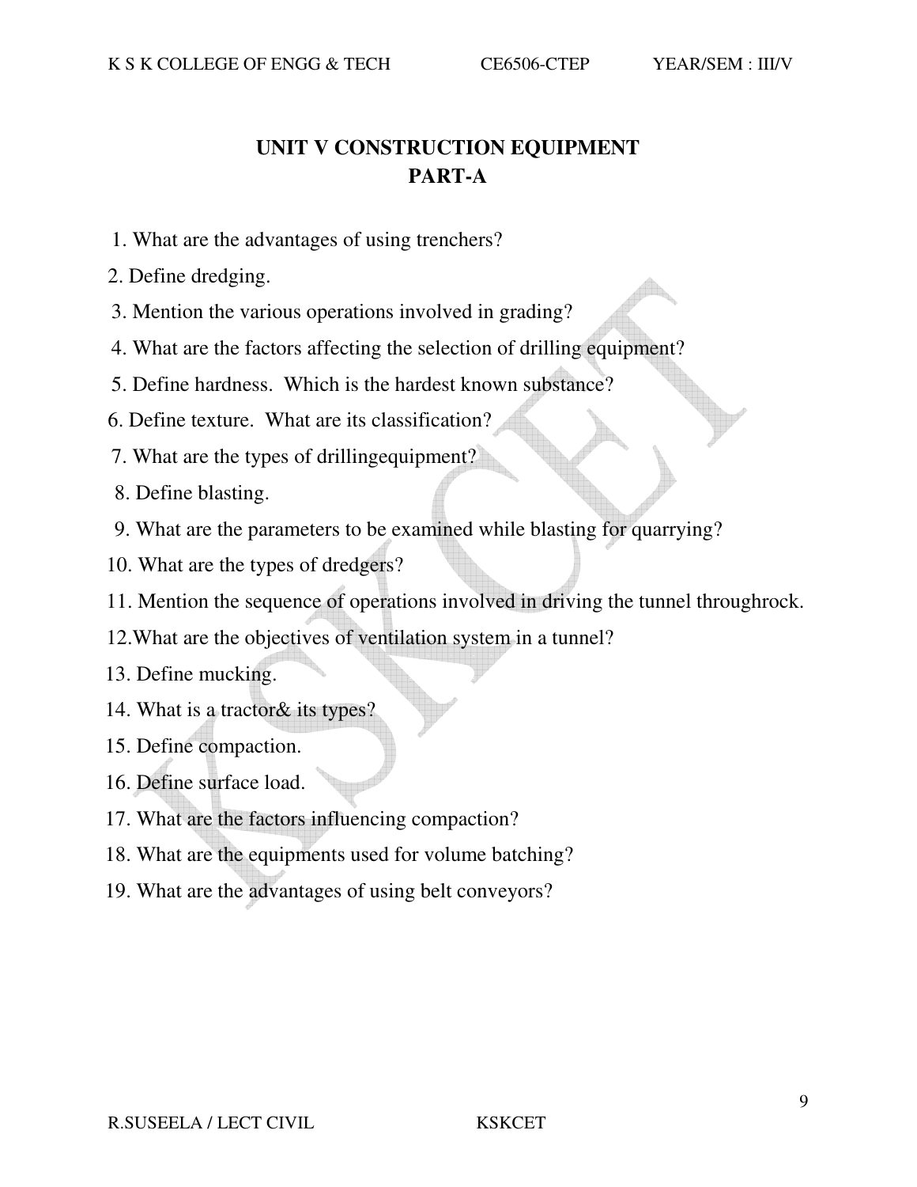# UNIT V CONSTRUCTION EQUIPMENT
## PART-A

1. What are the advantages of using trenchers?
2. Define dredging.
3. Mention the various operations involved in grading?
4. What are the factors affecting the selection of drilling equipment?
5. Define hardness. Which is the hardest known substance?
6. Define texture. What are its classification?
7. What are the types of drillingequipment?
8. Define blasting.
9. What are the parameters to be examined while blasting for quarrying?
10. What are the types of dredgers?
11. Mention the sequence of operations involved in driving the tunnel throughrock.
12. What are the objectives of ventilation system in a tunnel?
13. Define mucking.
14. What is a tractor& its types?
15. Define compaction.
16. Define surface load.
17. What are the factors influencing compaction?
18. What are the equipments used for volume batching?
19. What are the advantages of using belt conveyors?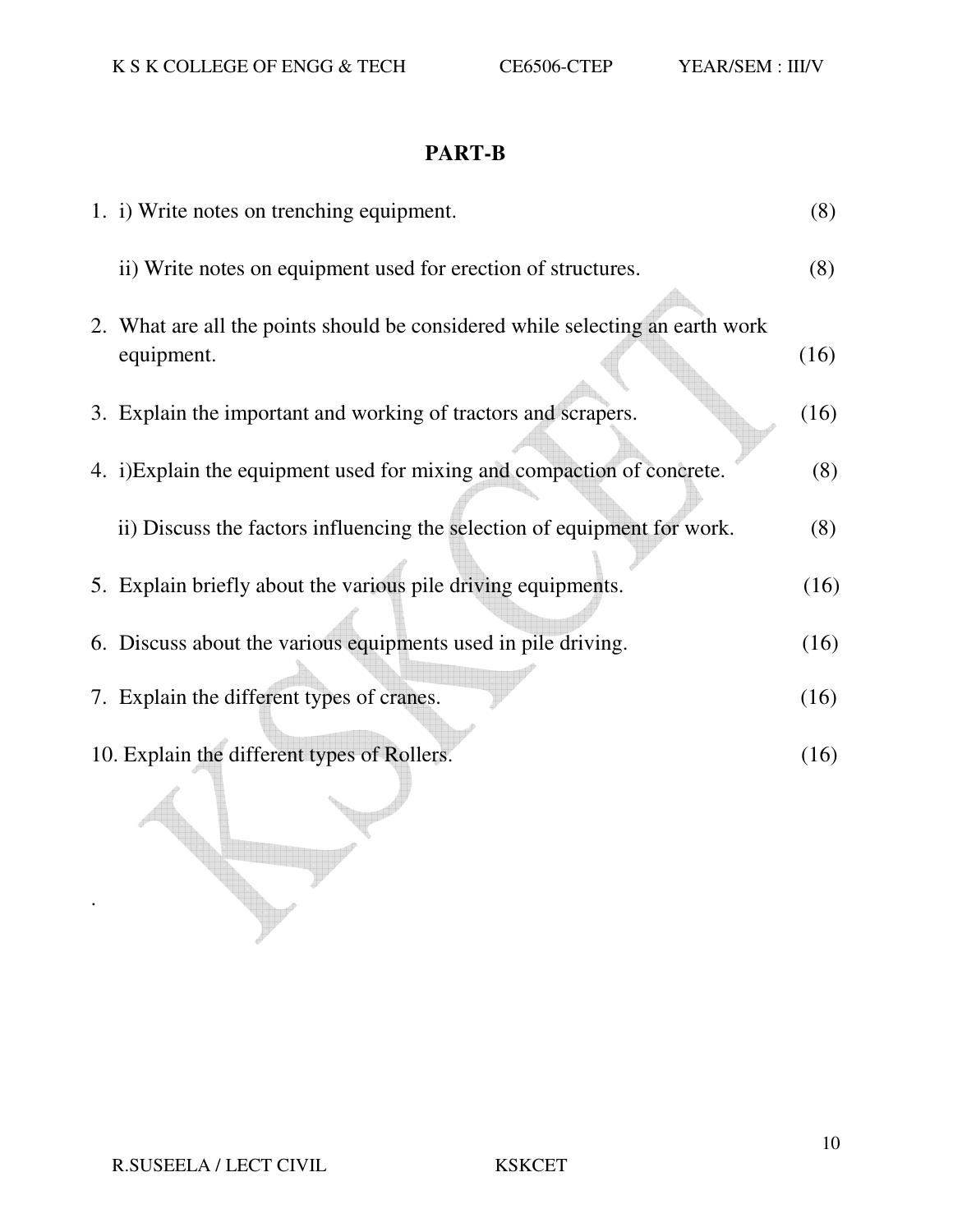## PART-B

1. i) Write notes on trenching equipment. (8)

   ii) Write notes on equipment used for erection of structures. (8)

2. What are all the points should be considered while selecting an earth work equipment. (16)

3. Explain the important and working of tractors and scrapers. (16)

4. i)Explain the equipment used for mixing and compaction of concrete. (8)

   ii) Discuss the factors influencing the selection of equipment for work. (8)

5. Explain briefly about the various pile driving equipments. (16)

6. Discuss about the various equipments used in pile driving. (16)

7. Explain the different types of cranes. (16)

10. Explain the different types of Rollers. (16)

.